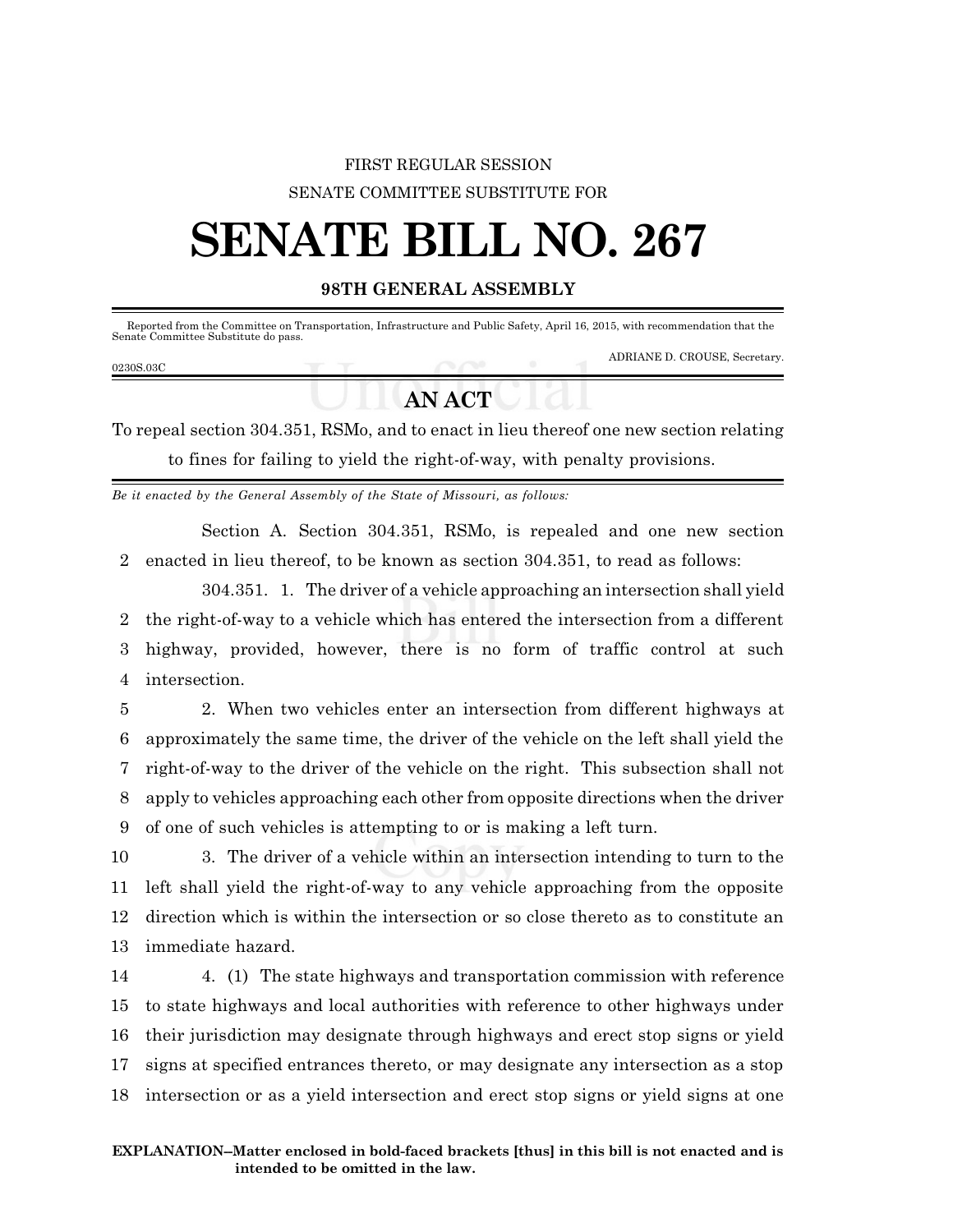FIRST REGULAR SESSION

SENATE COMMITTEE SUBSTITUTE FOR

# SENATE BILL NO. 267

## 98TH GENERAL ASSEMBLY

Reported from the Committee on Transportation, Infrastructure and Public Safety, April 16, 2015, with recommendation that the Senate Committee Substitute do pass.

ADRIANE D. CROUSE, Secretary.

0230S.03C

## AN ACT

To repeal section 304.351, RSMo, and to enact in lieu thereof one new section relating to fines for failing to yield the right-of-way, with penalty provisions.

*Be it enacted by the General Assembly of the State of Missouri, as follows:*

Section A. Section 304.351, RSMo, is repealed and one new section
2 enacted in lieu thereof, to be known as section 304.351, to read as follows:

304.351. 1. The driver of a vehicle approaching an intersection shall yield
2 the right-of-way to a vehicle which has entered the intersection from a different
3 highway, provided, however, there is no form of traffic control at such
4 intersection.

5 2. When two vehicles enter an intersection from different highways at
6 approximately the same time, the driver of the vehicle on the left shall yield the
7 right-of-way to the driver of the vehicle on the right. This subsection shall not
8 apply to vehicles approaching each other from opposite directions when the driver
9 of one of such vehicles is attempting to or is making a left turn.

10 3. The driver of a vehicle within an intersection intending to turn to the
11 left shall yield the right-of-way to any vehicle approaching from the opposite
12 direction which is within the intersection or so close thereto as to constitute an
13 immediate hazard.

14 4. (1) The state highways and transportation commission with reference
15 to state highways and local authorities with reference to other highways under
16 their jurisdiction may designate through highways and erect stop signs or yield
17 signs at specified entrances thereto, or may designate any intersection as a stop
18 intersection or as a yield intersection and erect stop signs or yield signs at one

**EXPLANATION–Matter enclosed in bold-faced brackets [thus] in this bill is not enacted and is intended to be omitted in the law.**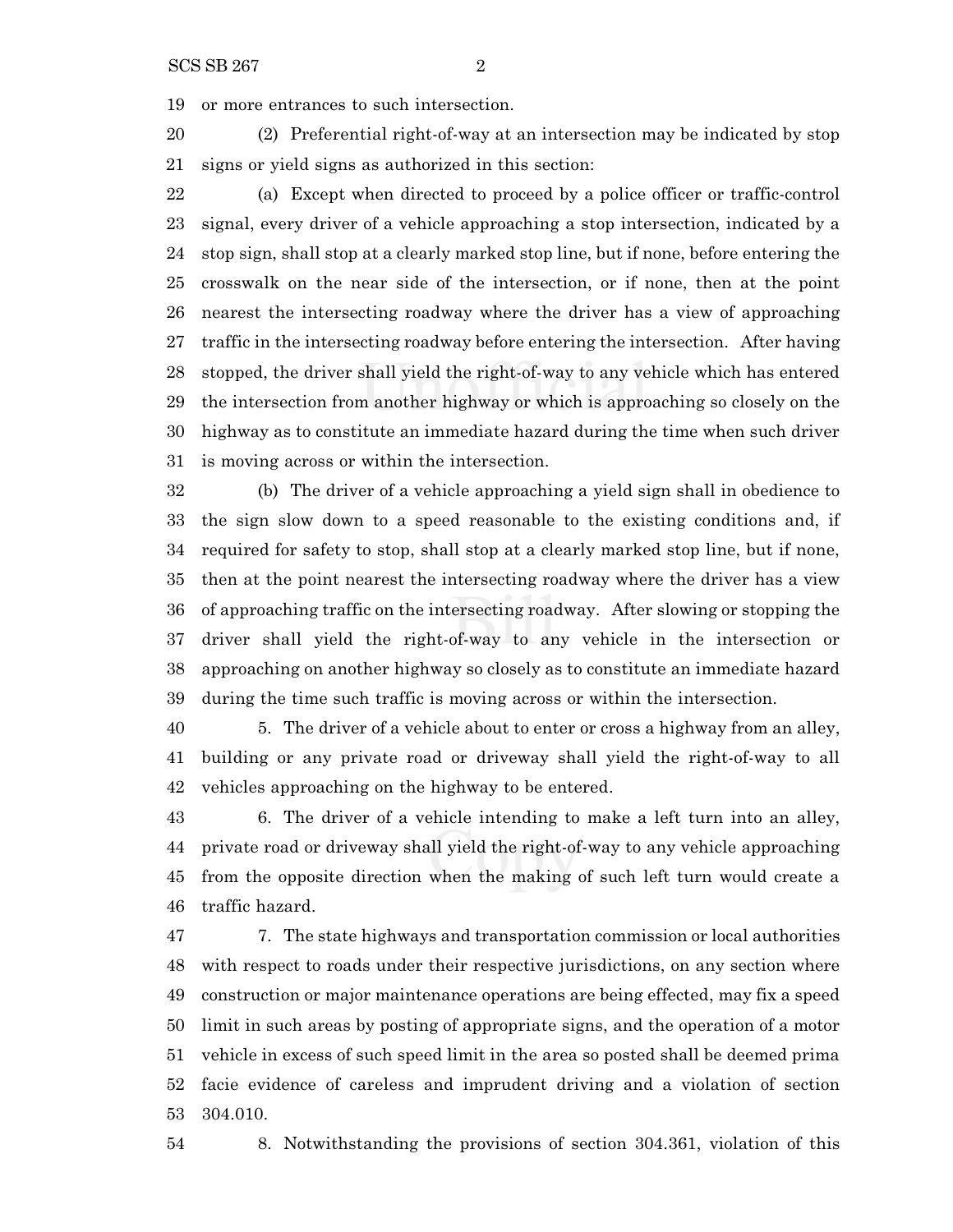or more entrances to such intersection.

(2) Preferential right-of-way at an intersection may be indicated by stop signs or yield signs as authorized in this section:

(a) Except when directed to proceed by a police officer or traffic-control signal, every driver of a vehicle approaching a stop intersection, indicated by a stop sign, shall stop at a clearly marked stop line, but if none, before entering the crosswalk on the near side of the intersection, or if none, then at the point nearest the intersecting roadway where the driver has a view of approaching traffic in the intersecting roadway before entering the intersection. After having stopped, the driver shall yield the right-of-way to any vehicle which has entered the intersection from another highway or which is approaching so closely on the highway as to constitute an immediate hazard during the time when such driver is moving across or within the intersection.

(b) The driver of a vehicle approaching a yield sign shall in obedience to the sign slow down to a speed reasonable to the existing conditions and, if required for safety to stop, shall stop at a clearly marked stop line, but if none, then at the point nearest the intersecting roadway where the driver has a view of approaching traffic on the intersecting roadway. After slowing or stopping the driver shall yield the right-of-way to any vehicle in the intersection or approaching on another highway so closely as to constitute an immediate hazard during the time such traffic is moving across or within the intersection.

5. The driver of a vehicle about to enter or cross a highway from an alley, building or any private road or driveway shall yield the right-of-way to all vehicles approaching on the highway to be entered.

6. The driver of a vehicle intending to make a left turn into an alley, private road or driveway shall yield the right-of-way to any vehicle approaching from the opposite direction when the making of such left turn would create a traffic hazard.

7. The state highways and transportation commission or local authorities with respect to roads under their respective jurisdictions, on any section where construction or major maintenance operations are being effected, may fix a speed limit in such areas by posting of appropriate signs, and the operation of a motor vehicle in excess of such speed limit in the area so posted shall be deemed prima facie evidence of careless and imprudent driving and a violation of section 304.010.

8. Notwithstanding the provisions of section 304.361, violation of this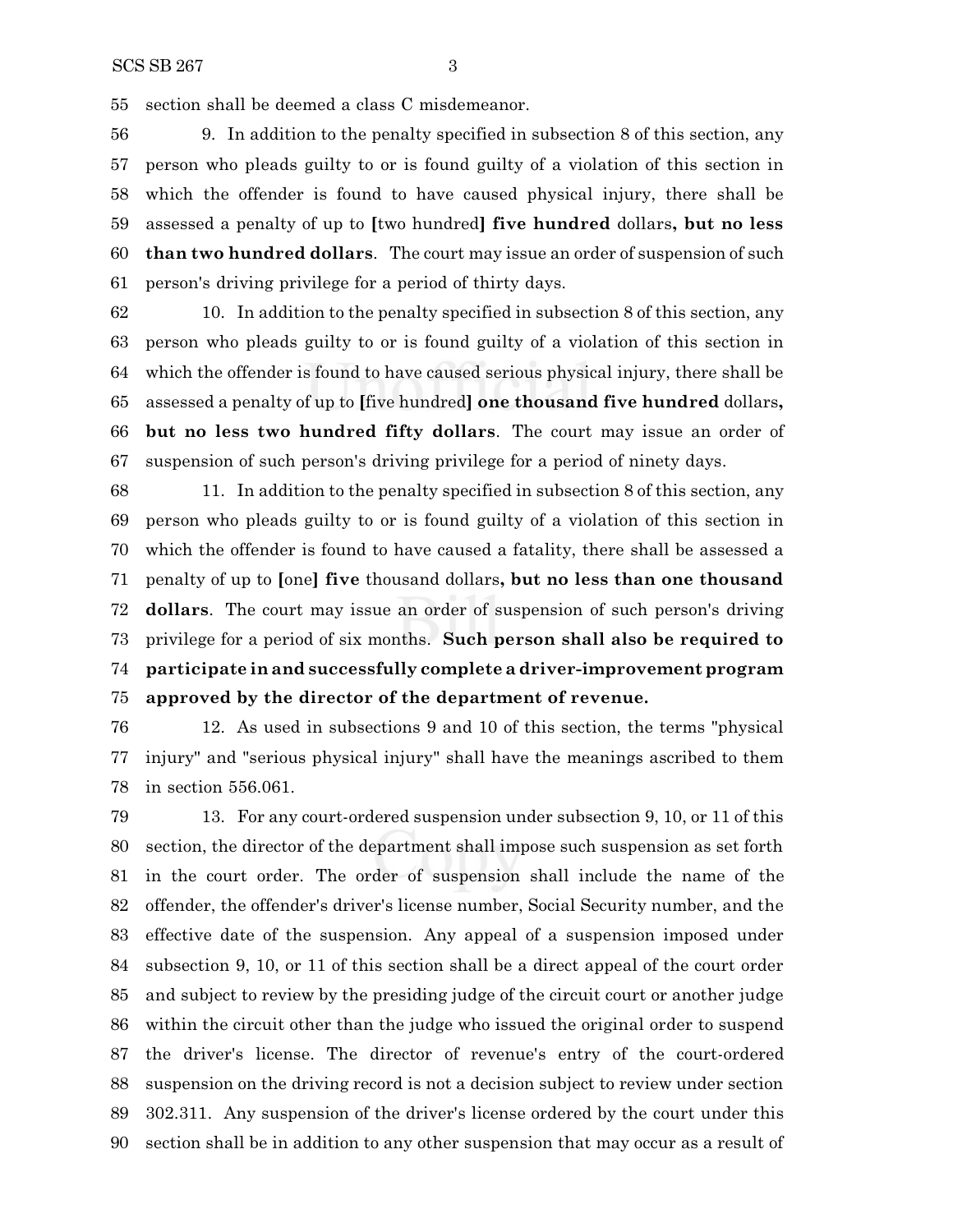section shall be deemed a class C misdemeanor.

9. In addition to the penalty specified in subsection 8 of this section, any person who pleads guilty to or is found guilty of a violation of this section in which the offender is found to have caused physical injury, there shall be assessed a penalty of up to [two hundred] **five hundred** dollars**, but no less than two hundred dollars**. The court may issue an order of suspension of such person's driving privilege for a period of thirty days.

10. In addition to the penalty specified in subsection 8 of this section, any person who pleads guilty to or is found guilty of a violation of this section in which the offender is found to have caused serious physical injury, there shall be assessed a penalty of up to [five hundred] **one thousand five hundred** dollars**, but no less two hundred fifty dollars**. The court may issue an order of suspension of such person's driving privilege for a period of ninety days.

11. In addition to the penalty specified in subsection 8 of this section, any person who pleads guilty to or is found guilty of a violation of this section in which the offender is found to have caused a fatality, there shall be assessed a penalty of up to [one] **five** thousand dollars**, but no less than one thousand dollars**. The court may issue an order of suspension of such person's driving privilege for a period of six months. **Such person shall also be required to participate in and successfully complete a driver-improvement program approved by the director of the department of revenue.**

12. As used in subsections 9 and 10 of this section, the terms "physical injury" and "serious physical injury" shall have the meanings ascribed to them in section 556.061.

13. For any court-ordered suspension under subsection 9, 10, or 11 of this section, the director of the department shall impose such suspension as set forth in the court order. The order of suspension shall include the name of the offender, the offender's driver's license number, Social Security number, and the effective date of the suspension. Any appeal of a suspension imposed under subsection 9, 10, or 11 of this section shall be a direct appeal of the court order and subject to review by the presiding judge of the circuit court or another judge within the circuit other than the judge who issued the original order to suspend the driver's license. The director of revenue's entry of the court-ordered suspension on the driving record is not a decision subject to review under section 302.311. Any suspension of the driver's license ordered by the court under this section shall be in addition to any other suspension that may occur as a result of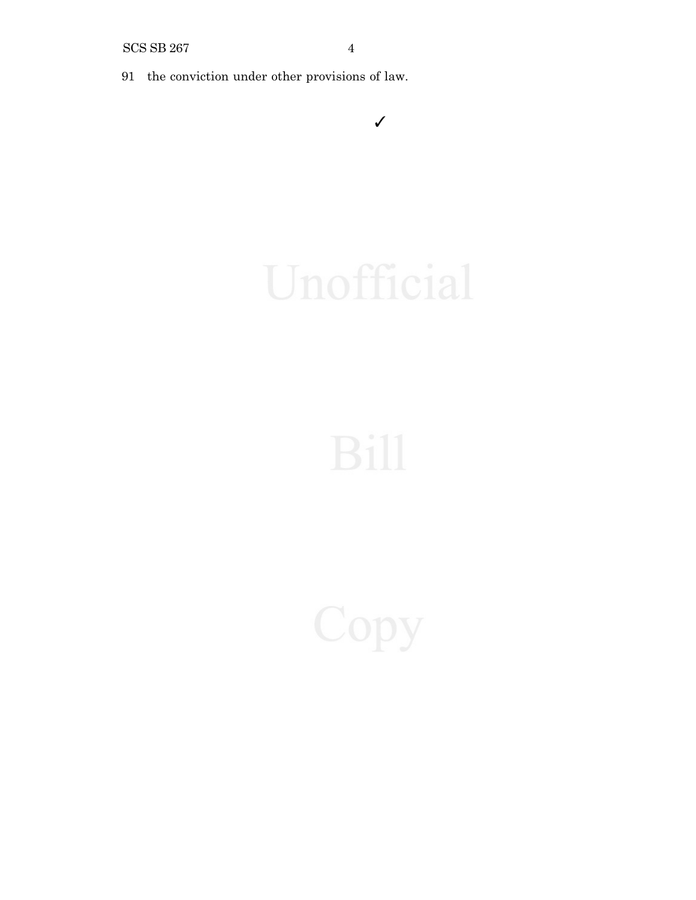91 the conviction under other provisions of law.

✓